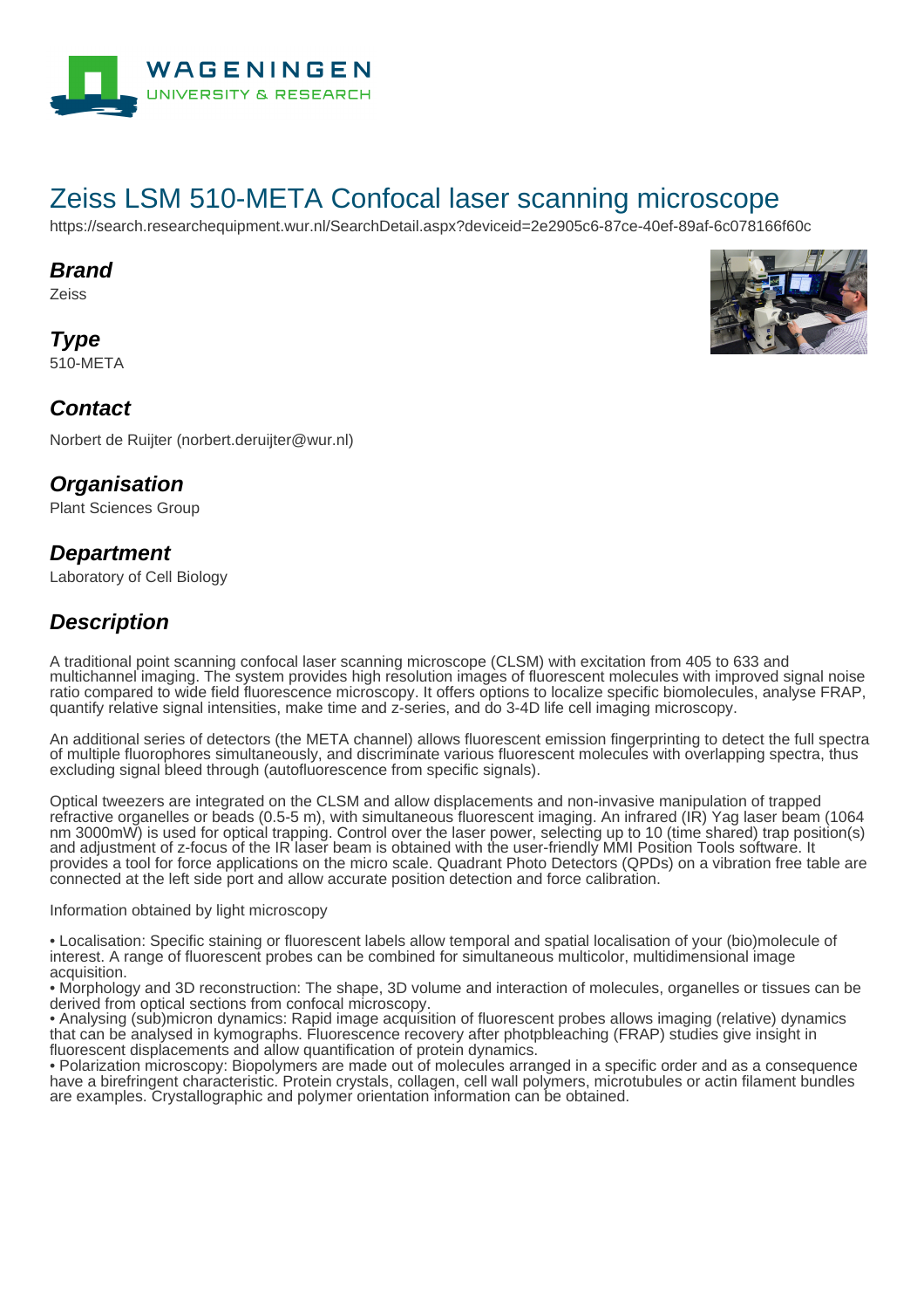# Zeiss LSM 510-META Confocal laser scanning microscope

https://search.researchequipment.wur.nl/SearchDetail.aspx?deviceid=2e2905c6-87ce-40ef-89af-6c078166f60c

## Brand

Zeiss

## Type

510-META

## Contact

Norbert de Ruijter (norbert.deruijter@wur.nl)

## Organisation

Plant Sciences Group

## Department

Laboratory of Cell Biology

## Description

A traditional point scanning confocal laser scanning microscope (CLSM) with excitation from 405 to 633 and multichannel imaging. The system provides high resolution images of fluorescent molecules with improved signal noise ratio compared to wide field fluorescence microscopy. It offers options to localize specific biomolecules, analyse FRAP, quantify relative signal intensities, make time and z-series, and do 3-4D life cell imaging microscopy.

An additional series of detectors (the META channel) allows fluorescent emission fingerprinting to detect the full spectra of multiple fluorophores simultaneously, and discriminate various fluorescent molecules with overlapping spectra, thus excluding signal bleed through (autofluorescence from specific signals).

Optical tweezers are integrated on the CLSM and allow displacements and non-invasive manipulation of trapped refractive organelles or beads (0.5-5 m), with simultaneous fluorescent imaging. An infrared (IR) Yag laser beam (1064 nm 3000mW) is used for optical trapping. Control over the laser power, selecting up to 10 (time shared) trap position(s) and adjustment of z-focus of the IR laser beam is obtained with the user-friendly MMI Position Tools software. It provides a tool for force applications on the micro scale. Quadrant Photo Detectors (QPDs) on a vibration free table are connected at the left side port and allow accurate position detection and force calibration.

Information obtained by light microscopy

• Localisation: Specific staining or fluorescent labels allow temporal and spatial localisation of your (bio)molecule of interest. A range of fluorescent probes can be combined for simultaneous multicolor, multidimensional image acquisition.
• Morphology and 3D reconstruction: The shape, 3D volume and interaction of molecules, organelles or tissues can be derived from optical sections from confocal microscopy.
• Analysing (sub)micron dynamics: Rapid image acquisition of fluorescent probes allows imaging (relative) dynamics that can be analysed in kymographs. Fluorescence recovery after photpbleaching (FRAP) studies give insight in fluorescent displacements and allow quantification of protein dynamics.
• Polarization microscopy: Biopolymers are made out of molecules arranged in a specific order and as a consequence have a birefringent characteristic. Protein crystals, collagen, cell wall polymers, microtubules or actin filament bundles are examples. Crystallographic and polymer orientation information can be obtained.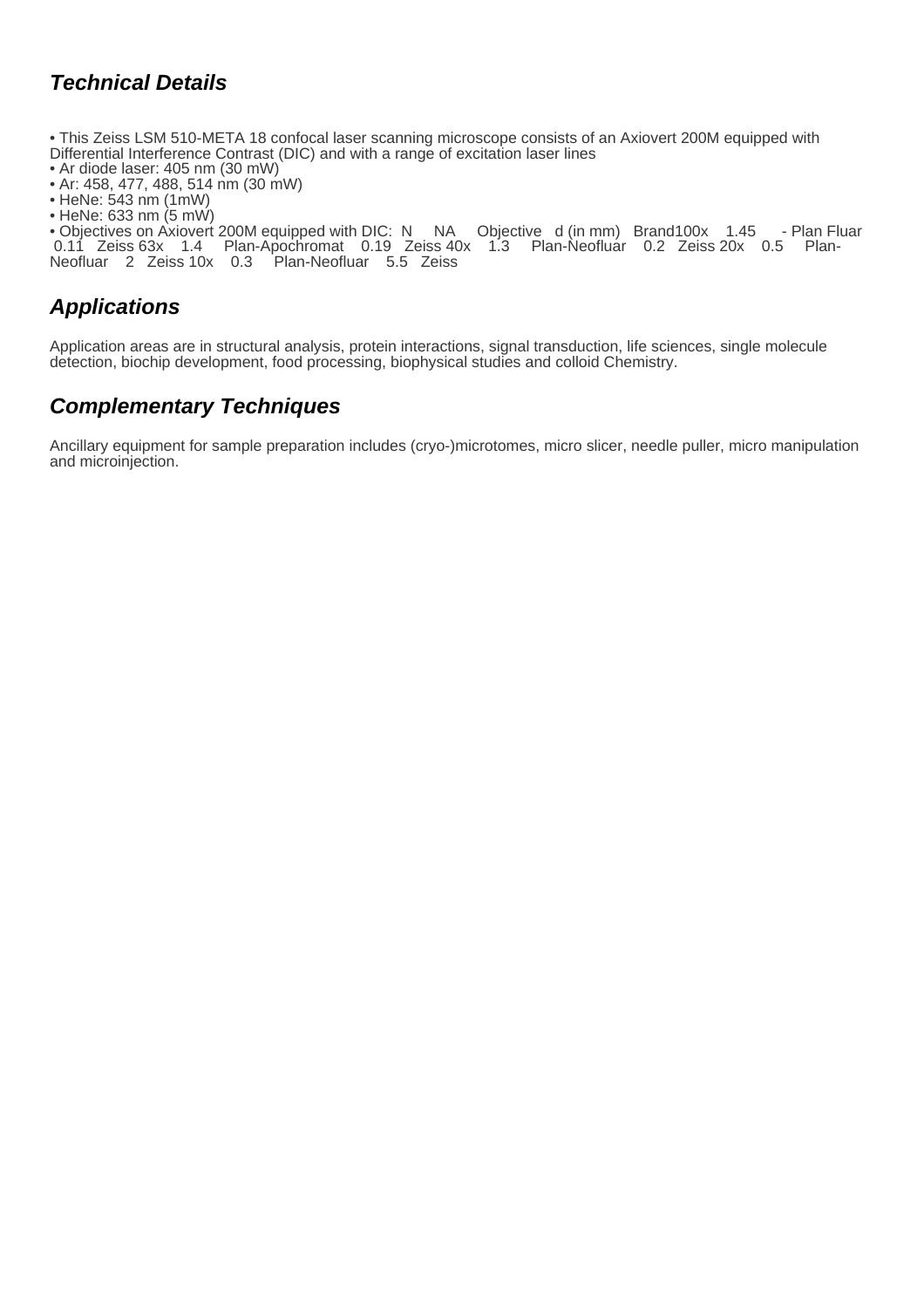## *Technical Details*

- This Zeiss LSM 510-META 18 confocal laser scanning microscope consists of an Axiovert 200M equipped with Differential Interference Contrast (DIC) and with a range of excitation laser lines
- Ar diode laser: 405 nm (30 mW)
- Ar: 458, 477, 488, 514 nm (30 mW)
- HeNe: 543 nm (1mW)
- HeNe: 633 nm (5 mW)
- Objectives on Axiovert 200M equipped with DIC: N NA Objective d (in mm) Brand100x 1.45 - Plan Fluar 0.11 Zeiss 63x 1.4 Plan-Apochromat 0.19 Zeiss 40x 1.3 Plan-Neofluar 0.2 Zeiss 20x 0.5 Plan-Neofluar 2 Zeiss 10x 0.3 Plan-Neofluar 5.5 Zeiss

## *Applications*

Application areas are in structural analysis, protein interactions, signal transduction, life sciences, single molecule detection, biochip development, food processing, biophysical studies and colloid Chemistry.

## *Complementary Techniques*

Ancillary equipment for sample preparation includes (cryo-)microtomes, micro slicer, needle puller, micro manipulation and microinjection.